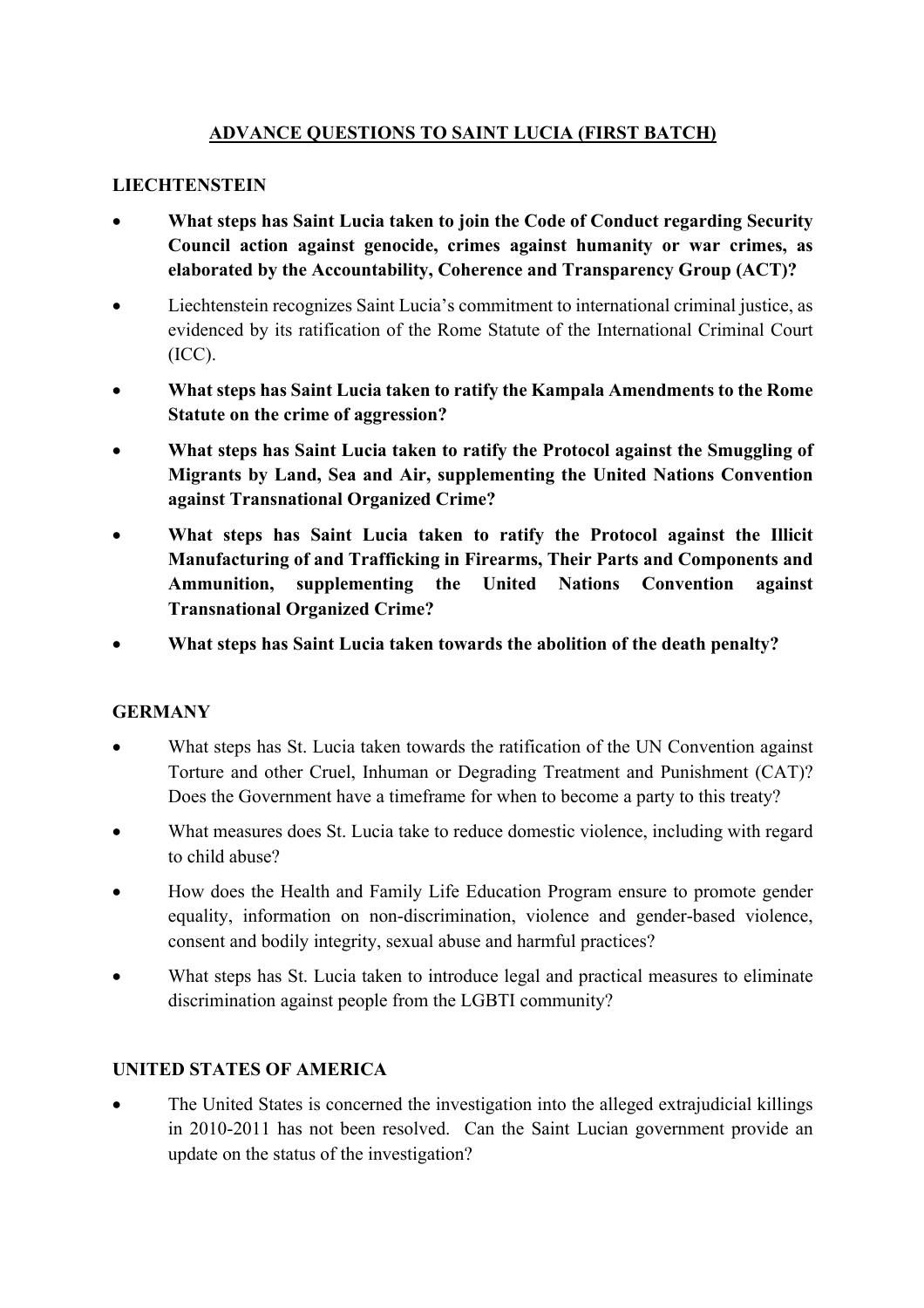# ADVANCE QUESTIONS TO SAINT LUCIA (FIRST BATCH)

## LIECHTENSTEIN

- **What steps has Saint Lucia taken to join the Code of Conduct regarding Security Council action against genocide, crimes against humanity or war crimes, as elaborated by the Accountability, Coherence and Transparency Group (ACT)?**
- Liechtenstein recognizes Saint Lucia's commitment to international criminal justice, as evidenced by its ratification of the Rome Statute of the International Criminal Court (ICC).
- **What steps has Saint Lucia taken to ratify the Kampala Amendments to the Rome Statute on the crime of aggression?**
- **What steps has Saint Lucia taken to ratify the Protocol against the Smuggling of Migrants by Land, Sea and Air, supplementing the United Nations Convention against Transnational Organized Crime?**
- **What steps has Saint Lucia taken to ratify the Protocol against the Illicit Manufacturing of and Trafficking in Firearms, Their Parts and Components and Ammunition, supplementing the United Nations Convention against Transnational Organized Crime?**
- **What steps has Saint Lucia taken towards the abolition of the death penalty?**

## GERMANY

- What steps has St. Lucia taken towards the ratification of the UN Convention against Torture and other Cruel, Inhuman or Degrading Treatment and Punishment (CAT)? Does the Government have a timeframe for when to become a party to this treaty?
- What measures does St. Lucia take to reduce domestic violence, including with regard to child abuse?
- How does the Health and Family Life Education Program ensure to promote gender equality, information on non-discrimination, violence and gender-based violence, consent and bodily integrity, sexual abuse and harmful practices?
- What steps has St. Lucia taken to introduce legal and practical measures to eliminate discrimination against people from the LGBTI community?

## UNITED STATES OF AMERICA

- The United States is concerned the investigation into the alleged extrajudicial killings in 2010-2011 has not been resolved. Can the Saint Lucian government provide an update on the status of the investigation?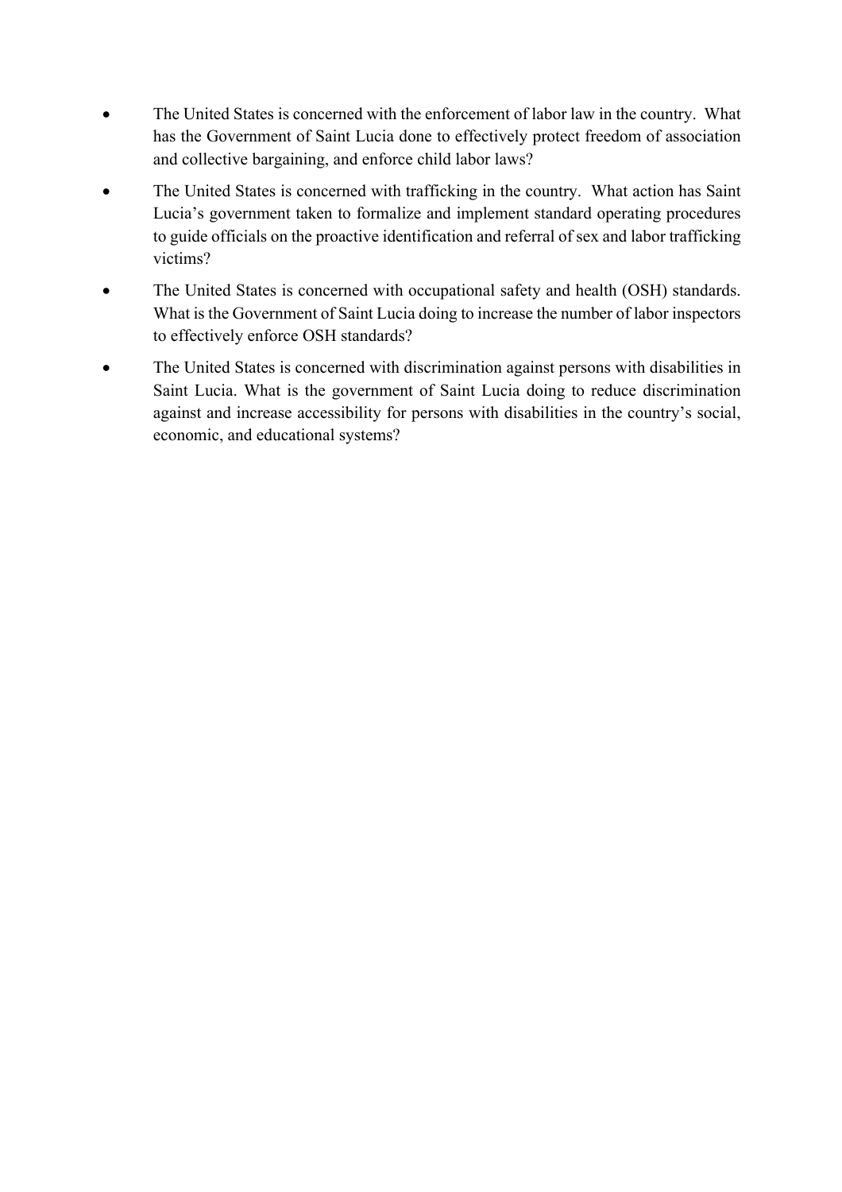- The United States is concerned with the enforcement of labor law in the country. What has the Government of Saint Lucia done to effectively protect freedom of association and collective bargaining, and enforce child labor laws?
- The United States is concerned with trafficking in the country. What action has Saint Lucia's government taken to formalize and implement standard operating procedures to guide officials on the proactive identification and referral of sex and labor trafficking victims?
- The United States is concerned with occupational safety and health (OSH) standards. What is the Government of Saint Lucia doing to increase the number of labor inspectors to effectively enforce OSH standards?
- The United States is concerned with discrimination against persons with disabilities in Saint Lucia. What is the government of Saint Lucia doing to reduce discrimination against and increase accessibility for persons with disabilities in the country's social, economic, and educational systems?